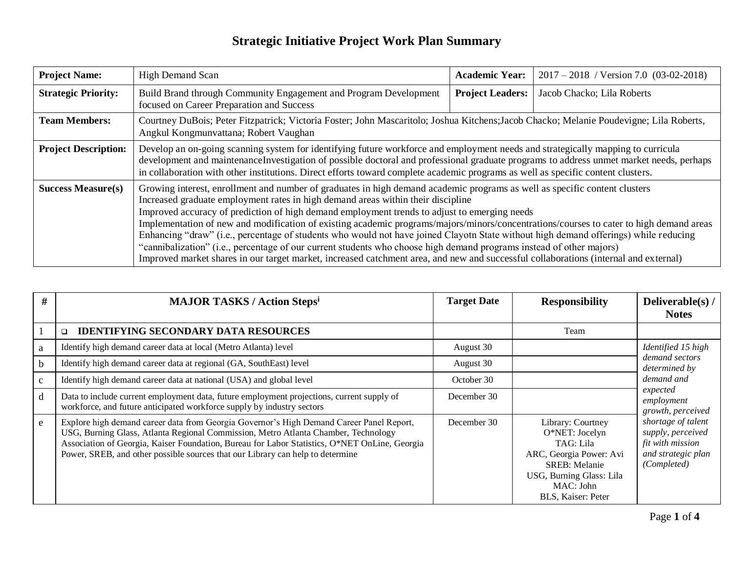# Strategic Initiative Project Work Plan Summary

| **Project Name:** | High Demand Scan | **Academic Year:** | 2017 – 2018 / Version 7.0 (03-02-2018) |
|---|---|---|---|
| **Strategic Priority:** | Build Brand through Community Engagement and Program Development focused on Career Preparation and Success | **Project Leaders:** | Jacob Chacko; Lila Roberts |
| **Team Members:** | Courtney DuBois; Peter Fitzpatrick; Victoria Foster; John Mascaritolo; Joshua Kitchens;Jacob Chacko; Melanie Poudevigne; Lila Roberts, Angkul Kongmunvattana; Robert Vaughan | | |
| **Project Description:** | Develop an on-going scanning system for identifying future workforce and employment needs and strategically mapping to curricula development and maintenanceInvestigation of possible doctoral and professional graduate programs to address unmet market needs, perhaps in collaboration with other institutions. Direct efforts toward complete academic programs as well as specific content clusters. | | |
| **Success Measure(s)** | Growing interest, enrollment and number of graduates in high demand academic programs as well as specific content clusters<br>Increased graduate employment rates in high demand areas within their discipline<br>Improved accuracy of prediction of high demand employment trends to adjust to emerging needs<br>Implementation of new and modification of existing academic programs/majors/minors/concentrations/courses to cater to high demand areas<br>Enhancing "draw" (i.e., percentage of students who would not have joined Clayotn State without high demand offerings) while reducing "cannibalization" (i.e., percentage of our current students who choose high demand programs instead of other majors)<br>Improved market shares in our target market, increased catchment area, and new and successful collaborations (internal and external) | | |

| # | MAJOR TASKS / Action Steps[i] | Target Date | Responsibility | Deliverable(s) / Notes |
|---|---|---|---|---|
| 1 | ❑ **IDENTIFYING SECONDARY DATA RESOURCES** | | Team | |
| a | Identify high demand career data at local (Metro Atlanta) level | August 30 | | *Identified 15 high demand sectors determined by demand and expected employment growth, perceived shortage of talent supply, perceived fit with mission and strategic plan (Completed)* |
| b | Identify high demand career data at regional (GA, SouthEast) level | August 30 | | |
| c | Identify high demand career data at national (USA) and global level | October 30 | | |
| d | Data to include current employment data, future employment projections, current supply of workforce, and future anticipated workforce supply by industry sectors | December 30 | | |
| e | Explore high demand career data from Georgia Governor's High Demand Career Panel Report, USG, Burning Glass, Atlanta Regional Commission, Metro Atlanta Chamber, Technology Association of Georgia, Kaiser Foundation, Bureau for Labor Statistics, O*NET OnLine, Georgia Power, SREB, and other possible sources that our Library can help to determine | December 30 | Library: Courtney<br>O*NET: Jocelyn<br>TAG: Lila<br>ARC, Georgia Power: Avi<br>SREB: Melanie<br>USG, Burning Glass: Lila<br>MAC: John<br>BLS, Kaiser: Peter | |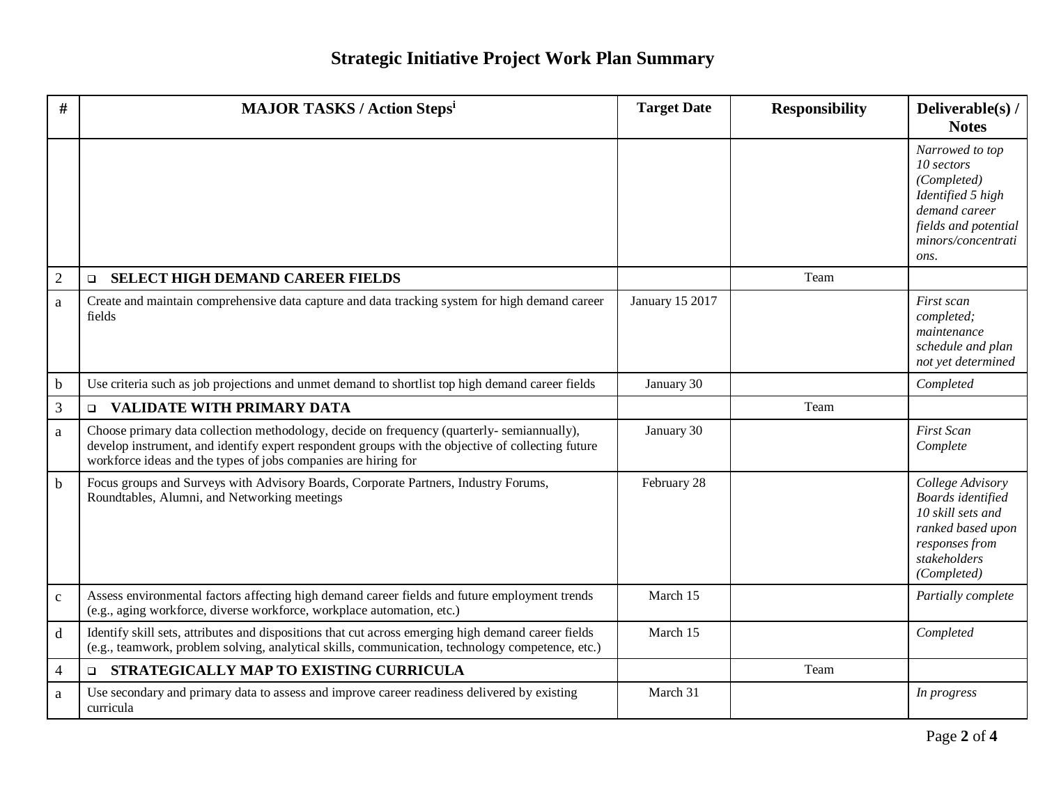# Strategic Initiative Project Work Plan Summary

| # | MAJOR TASKS / Action Steps[i] | Target Date | Responsibility | Deliverable(s) / Notes |
|---|---|---|---|---|
| | | | | *Narrowed to top 10 sectors (Completed) Identified 5 high demand career fields and potential minors/concentrations.* |
| 2 | ❑ **SELECT HIGH DEMAND CAREER FIELDS** | | Team | |
| a | Create and maintain comprehensive data capture and data tracking system for high demand career fields | January 15 2017 | | *First scan completed; maintenance schedule and plan not yet determined* |
| b | Use criteria such as job projections and unmet demand to shortlist top high demand career fields | January 30 | | *Completed* |
| 3 | ❑ **VALIDATE WITH PRIMARY DATA** | | Team | |
| a | Choose primary data collection methodology, decide on frequency (quarterly- semiannually), develop instrument, and identify expert respondent groups with the objective of collecting future workforce ideas and the types of jobs companies are hiring for | January 30 | | *First Scan Complete* |
| b | Focus groups and Surveys with Advisory Boards, Corporate Partners, Industry Forums, Roundtables, Alumni, and Networking meetings | February 28 | | *College Advisory Boards identified 10 skill sets and ranked based upon responses from stakeholders (Completed)* |
| c | Assess environmental factors affecting high demand career fields and future employment trends (e.g., aging workforce, diverse workforce, workplace automation, etc.) | March 15 | | *Partially complete* |
| d | Identify skill sets, attributes and dispositions that cut across emerging high demand career fields (e.g., teamwork, problem solving, analytical skills, communication, technology competence, etc.) | March 15 | | *Completed* |
| 4 | ❑ **STRATEGICALLY MAP TO EXISTING CURRICULA** | | Team | |
| a | Use secondary and primary data to assess and improve career readiness delivered by existing curricula | March 31 | | *In progress* |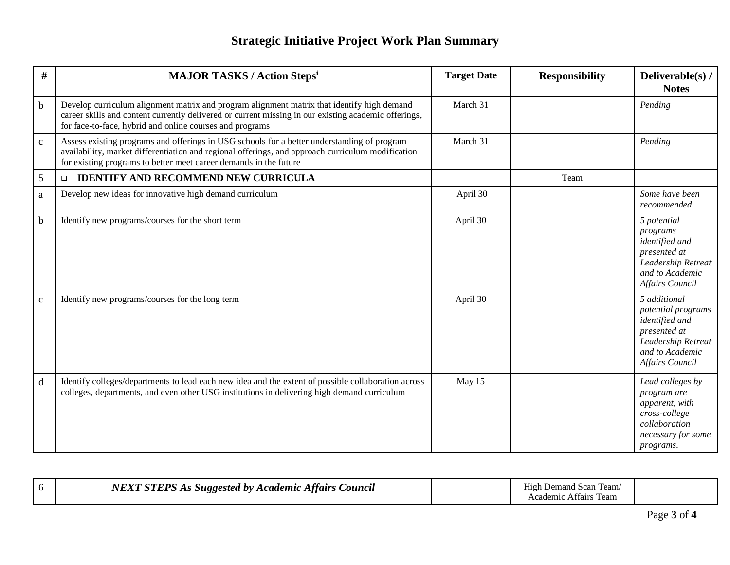# Strategic Initiative Project Work Plan Summary

| # | MAJOR TASKS / Action Steps[i] | Target Date | Responsibility | Deliverable(s) / Notes |
|---|---|---|---|---|
| b | Develop curriculum alignment matrix and program alignment matrix that identify high demand career skills and content currently delivered or current missing in our existing academic offerings, for face-to-face, hybrid and online courses and programs | March 31 | | *Pending* |
| c | Assess existing programs and offerings in USG schools for a better understanding of program availability, market differentiation and regional offerings, and approach curriculum modification for existing programs to better meet career demands in the future | March 31 | | *Pending* |
| 5 | ❑ **IDENTIFY AND RECOMMEND NEW CURRICULA** | | Team | |
| a | Develop new ideas for innovative high demand curriculum | April 30 | | *Some have been recommended* |
| b | Identify new programs/courses for the short term | April 30 | | *5 potential programs identified and presented at Leadership Retreat and to Academic Affairs Council* |
| c | Identify new programs/courses for the long term | April 30 | | *5 additional potential programs identified and presented at Leadership Retreat and to Academic Affairs Council* |
| d | Identify colleges/departments to lead each new idea and the extent of possible collaboration across colleges, departments, and even other USG institutions in delivering high demand curriculum | May 15 | | *Lead colleges by program are apparent, with cross-college collaboration necessary for some programs.* |
| 6 | ***NEXT STEPS As Suggested by Academic Affairs Council*** | | High Demand Scan Team/ Academic Affairs Team | |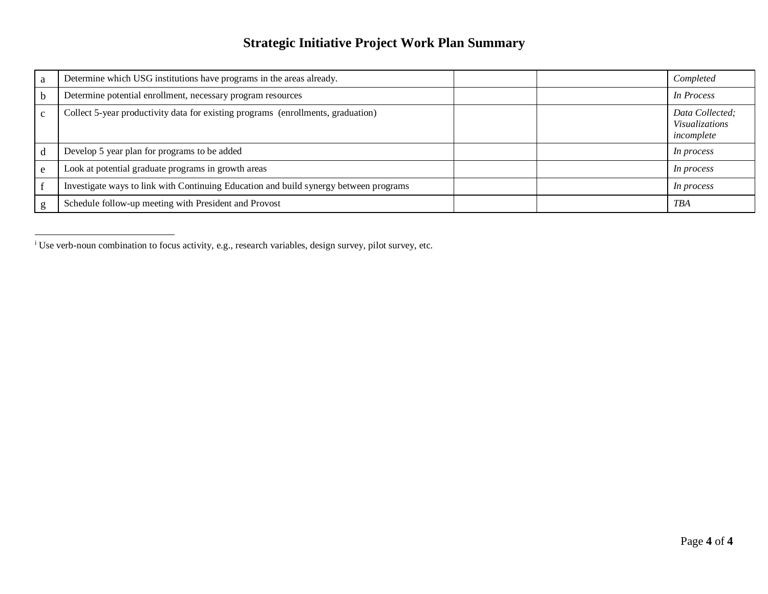## Strategic Initiative Project Work Plan Summary

| | | | | |
|---|---|---|---|---|
| a | Determine which USG institutions have programs in the areas already. | | | *Completed* |
| b | Determine potential enrollment, necessary program resources | | | *In Process* |
| c | Collect 5-year productivity data for existing programs (enrollments, graduation) | | | *Data Collected; Visualizations incomplete* |
| d | Develop 5 year plan for programs to be added | | | *In process* |
| e | Look at potential graduate programs in growth areas | | | *In process* |
| f | Investigate ways to link with Continuing Education and build synergy between programs | | | *In process* |
| g | Schedule follow-up meeting with President and Provost | | | *TBA* |

[i] Use verb-noun combination to focus activity, e.g., research variables, design survey, pilot survey, etc.